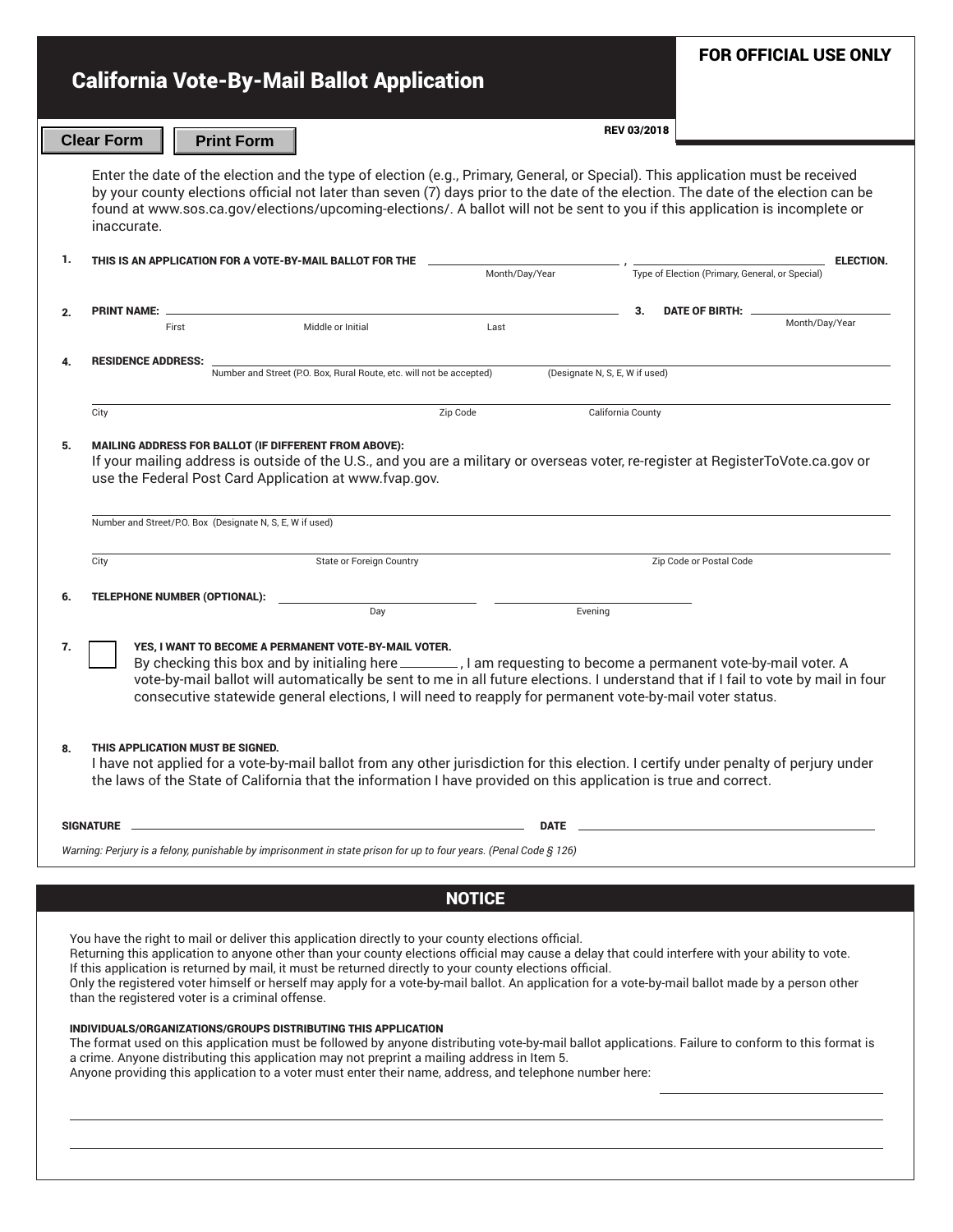# California Vote-By-Mail Ballot Application

**FOR OFFICIAL USE ONLY**

Clear Form | Print Form

REV 03/2018

Enter the date of the election and the type of election (e.g., Primary, General, or Special). This application must be received by your county elections official not later than seven (7) days prior to the date of the election. The date of the election can be found at www.sos.ca.gov/elections/upcoming-elections/. A ballot will not be sent to you if this application is incomplete or inaccurate.

**1. THIS IS AN APPLICATION FOR A VOTE-BY-MAIL BALLOT FOR THE** ______________ , ______________ **ELECTION.**
Month/Day/Year — Type of Election (Primary, General, or Special)

**2. PRINT NAME:** ______________________________
First — Middle or Initial — Last

**3. DATE OF BIRTH:** ______________
Month/Day/Year

**4. RESIDENCE ADDRESS:** ______________________________
Number and Street (P.O. Box, Rural Route, etc. will not be accepted) — (Designate N, S, E, W if used)

______________________________
City — Zip Code — California County

**5. MAILING ADDRESS FOR BALLOT (IF DIFFERENT FROM ABOVE):**
If your mailing address is outside of the U.S., and you are a military or overseas voter, re-register at RegisterToVote.ca.gov or use the Federal Post Card Application at www.fvap.gov.

______________________________
Number and Street/P.O. Box (Designate N, S, E, W if used)

______________________________
City — State or Foreign Country — Zip Code or Postal Code

**6. TELEPHONE NUMBER (OPTIONAL):** ______________ ______________
Day — Evening

**7.** ☐ **YES, I WANT TO BECOME A PERMANENT VOTE-BY-MAIL VOTER.**
By checking this box and by initialing here ________, I am requesting to become a permanent vote-by-mail voter. A vote-by-mail ballot will automatically be sent to me in all future elections. I understand that if I fail to vote by mail in four consecutive statewide general elections, I will need to reapply for permanent vote-by-mail voter status.

**8. THIS APPLICATION MUST BE SIGNED.**
I have not applied for a vote-by-mail ballot from any other jurisdiction for this election. I certify under penalty of perjury under the laws of the State of California that the information I have provided on this application is true and correct.

**SIGNATURE** ______________________________ **DATE** ______________

*Warning: Perjury is a felony, punishable by imprisonment in state prison for up to four years. (Penal Code § 126)*

## NOTICE

You have the right to mail or deliver this application directly to your county elections official.
Returning this application to anyone other than your county elections official may cause a delay that could interfere with your ability to vote.
If this application is returned by mail, it must be returned directly to your county elections official.
Only the registered voter himself or herself may apply for a vote-by-mail ballot. An application for a vote-by-mail ballot made by a person other than the registered voter is a criminal offense.

**INDIVIDUALS/ORGANIZATIONS/GROUPS DISTRIBUTING THIS APPLICATION**
The format used on this application must be followed by anyone distributing vote-by-mail ballot applications. Failure to conform to this format is a crime. Anyone distributing this application may not preprint a mailing address in Item 5.
Anyone providing this application to a voter must enter their name, address, and telephone number here: ______________

______________________________

______________________________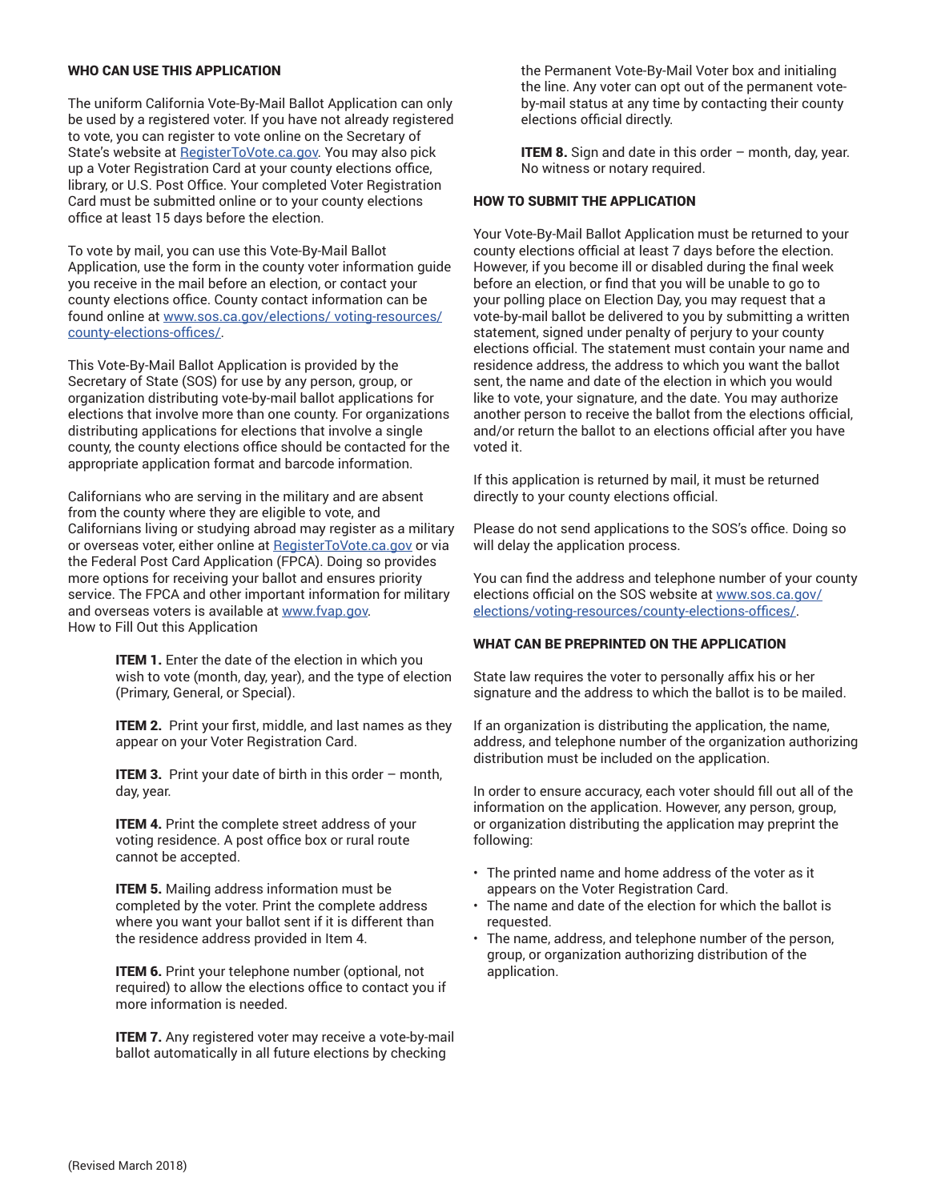## WHO CAN USE THIS APPLICATION

The uniform California Vote-By-Mail Ballot Application can only be used by a registered voter. If you have not already registered to vote, you can register to vote online on the Secretary of State's website at RegisterToVote.ca.gov. You may also pick up a Voter Registration Card at your county elections office, library, or U.S. Post Office. Your completed Voter Registration Card must be submitted online or to your county elections office at least 15 days before the election.

To vote by mail, you can use this Vote-By-Mail Ballot Application, use the form in the county voter information guide you receive in the mail before an election, or contact your county elections office. County contact information can be found online at www.sos.ca.gov/elections/ voting-resources/ county-elections-offices/.

This Vote-By-Mail Ballot Application is provided by the Secretary of State (SOS) for use by any person, group, or organization distributing vote-by-mail ballot applications for elections that involve more than one county. For organizations distributing applications for elections that involve a single county, the county elections office should be contacted for the appropriate application format and barcode information.

Californians who are serving in the military and are absent from the county where they are eligible to vote, and Californians living or studying abroad may register as a military or overseas voter, either online at RegisterToVote.ca.gov or via the Federal Post Card Application (FPCA). Doing so provides more options for receiving your ballot and ensures priority service. The FPCA and other important information for military and overseas voters is available at www.fvap.gov.

How to Fill Out this Application

**ITEM 1.** Enter the date of the election in which you wish to vote (month, day, year), and the type of election (Primary, General, or Special).

**ITEM 2.** Print your first, middle, and last names as they appear on your Voter Registration Card.

**ITEM 3.** Print your date of birth in this order – month, day, year.

**ITEM 4.** Print the complete street address of your voting residence. A post office box or rural route cannot be accepted.

**ITEM 5.** Mailing address information must be completed by the voter. Print the complete address where you want your ballot sent if it is different than the residence address provided in Item 4.

**ITEM 6.** Print your telephone number (optional, not required) to allow the elections office to contact you if more information is needed.

**ITEM 7.** Any registered voter may receive a vote-by-mail ballot automatically in all future elections by checking the Permanent Vote-By-Mail Voter box and initialing the line. Any voter can opt out of the permanent vote-by-mail status at any time by contacting their county elections official directly.

**ITEM 8.** Sign and date in this order – month, day, year. No witness or notary required.

## HOW TO SUBMIT THE APPLICATION

Your Vote-By-Mail Ballot Application must be returned to your county elections official at least 7 days before the election. However, if you become ill or disabled during the final week before an election, or find that you will be unable to go to your polling place on Election Day, you may request that a vote-by-mail ballot be delivered to you by submitting a written statement, signed under penalty of perjury to your county elections official. The statement must contain your name and residence address, the address to which you want the ballot sent, the name and date of the election in which you would like to vote, your signature, and the date. You may authorize another person to receive the ballot from the elections official, and/or return the ballot to an elections official after you have voted it.

If this application is returned by mail, it must be returned directly to your county elections official.

Please do not send applications to the SOS's office. Doing so will delay the application process.

You can find the address and telephone number of your county elections official on the SOS website at www.sos.ca.gov/elections/voting-resources/county-elections-offices/.

## WHAT CAN BE PREPRINTED ON THE APPLICATION

State law requires the voter to personally affix his or her signature and the address to which the ballot is to be mailed.

If an organization is distributing the application, the name, address, and telephone number of the organization authorizing distribution must be included on the application.

In order to ensure accuracy, each voter should fill out all of the information on the application. However, any person, group, or organization distributing the application may preprint the following:

- The printed name and home address of the voter as it appears on the Voter Registration Card.
- The name and date of the election for which the ballot is requested.
- The name, address, and telephone number of the person, group, or organization authorizing distribution of the application.

(Revised March 2018)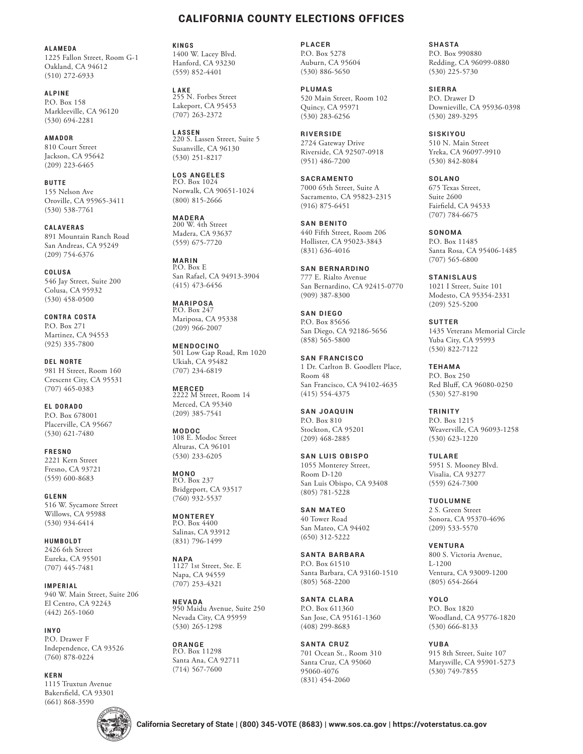# CALIFORNIA COUNTY ELECTIONS OFFICES

**ALAMEDA**
1225 Fallon Street, Room G-1
Oakland, CA 94612
(510) 272-6933

**ALPINE**
P.O. Box 158
Markleeville, CA 96120
(530) 694-2281

**AMADOR**
810 Court Street
Jackson, CA 95642
(209) 223-6465

**BUTTE**
155 Nelson Ave
Oroville, CA 95965-3411
(530) 538-7761

**CALAVERAS**
891 Mountain Ranch Road
San Andreas, CA 95249
(209) 754-6376

**COLUSA**
546 Jay Street, Suite 200
Colusa, CA 95932
(530) 458-0500

**CONTRA COSTA**
P.O. Box 271
Martinez, CA 94553
(925) 335-7800

**DEL NORTE**
981 H Street, Room 160
Crescent City, CA 95531
(707) 465-0383

**EL DORADO**
P.O. Box 678001
Placerville, CA 95667
(530) 621-7480

**FRESNO**
2221 Kern Street
Fresno, CA 93721
(559) 600-8683

**GLENN**
516 W. Sycamore Street
Willows, CA 95988
(530) 934-6414

**HUMBOLDT**
2426 6th Street
Eureka, CA 95501
(707) 445-7481

**IMPERIAL**
940 W. Main Street, Suite 206
El Centro, CA 92243
(442) 265-1060

**INYO**
P.O. Drawer F
Independence, CA 93526
(760) 878-0224

**KERN**
1115 Truxtun Avenue
Bakersfield, CA 93301
(661) 868-3590

**KINGS**
1400 W. Lacey Blvd.
Hanford, CA 93230
(559) 852-4401

**LAKE**
255 N. Forbes Street
Lakeport, CA 95453
(707) 263-2372

**LASSEN**
220 S. Lassen Street, Suite 5
Susanville, CA 96130
(530) 251-8217

**LOS ANGELES**
P.O. Box 1024
Norwalk, CA 90651-1024
(800) 815-2666

**MADERA**
200 W. 4th Street
Madera, CA 93637
(559) 675-7720

**MARIN**
P.O. Box E
San Rafael, CA 94913-3904
(415) 473-6456

**MARIPOSA**
P.O. Box 247
Mariposa, CA 95338
(209) 966-2007

**MENDOCINO**
501 Low Gap Road, Rm 1020
Ukiah, CA 95482
(707) 234-6819

**MERCED**
2222 M Street, Room 14
Merced, CA 95340
(209) 385-7541

**MODOC**
108 E. Modoc Street
Alturas, CA 96101
(530) 233-6205

**MONO**
P.O. Box 237
Bridgeport, CA 93517
(760) 932-5537

**MONTEREY**
P.O. Box 4400
Salinas, CA 93912
(831) 796-1499

**NAPA**
1127 1st Street, Ste. E
Napa, CA 94559
(707) 253-4321

**NEVADA**
950 Maidu Avenue, Suite 250
Nevada City, CA 95959
(530) 265-1298

**ORANGE**
P.O. Box 11298
Santa Ana, CA 92711
(714) 567-7600

**PLACER**
P.O. Box 5278
Auburn, CA 95604
(530) 886-5650

**PLUMAS**
520 Main Street, Room 102
Quincy, CA 95971
(530) 283-6256

**RIVERSIDE**
2724 Gateway Drive
Riverside, CA 92507-0918
(951) 486-7200

**SACRAMENTO**
7000 65th Street, Suite A
Sacramento, CA 95823-2315
(916) 875-6451

**SAN BENITO**
440 Fifth Street, Room 206
Hollister, CA 95023-3843
(831) 636-4016

**SAN BERNARDINO**
777 E. Rialto Avenue
San Bernardino, CA 92415-0770
(909) 387-8300

**SAN DIEGO**
P.O. Box 85656
San Diego, CA 92186-5656
(858) 565-5800

**SAN FRANCISCO**
1 Dr. Carlton B. Goodlett Place, Room 48
San Francisco, CA 94102-4635
(415) 554-4375

**SAN JOAQUIN**
P.O. Box 810
Stockton, CA 95201
(209) 468-2885

**SAN LUIS OBISPO**
1055 Monterey Street, Room D-120
San Luis Obispo, CA 93408
(805) 781-5228

**SAN MATEO**
40 Tower Road
San Mateo, CA 94402
(650) 312-5222

**SANTA BARBARA**
P.O. Box 61510
Santa Barbara, CA 93160-1510
(805) 568-2200

**SANTA CLARA**
P.O. Box 611360
San Jose, CA 95161-1360
(408) 299-8683

**SANTA CRUZ**
701 Ocean St., Room 310
Santa Cruz, CA 95060
95060-4076
(831) 454-2060

**SHASTA**
P.O. Box 990880
Redding, CA 96099-0880
(530) 225-5730

**SIERRA**
P.O. Drawer D
Downieville, CA 95936-0398
(530) 289-3295

**SISKIYOU**
510 N. Main Street
Yreka, CA 96097-9910
(530) 842-8084

**SOLANO**
675 Texas Street, Suite 2600
Fairfield, CA 94533
(707) 784-6675

**SONOMA**
P.O. Box 11485
Santa Rosa, CA 95406-1485
(707) 565-6800

**STANISLAUS**
1021 I Street, Suite 101
Modesto, CA 95354-2331
(209) 525-5200

**SUTTER**
1435 Veterans Memorial Circle
Yuba City, CA 95993
(530) 822-7122

**TEHAMA**
P.O. Box 250
Red Bluff, CA 96080-0250
(530) 527-8190

**TRINITY**
P.O. Box 1215
Weaverville, CA 96093-1258
(530) 623-1220

**TULARE**
5951 S. Mooney Blvd.
Visalia, CA 93277
(559) 624-7300

**TUOLUMNE**
2 S. Green Street
Sonora, CA 95370-4696
(209) 533-5570

**VENTURA**
800 S. Victoria Avenue, L-1200
Ventura, CA 93009-1200
(805) 654-2664

**YOLO**
P.O. Box 1820
Woodland, CA 95776-1820
(530) 666-8133

**YUBA**
915 8th Street, Suite 107
Marysville, CA 95901-5273
(530) 749-7855

**California Secretary of State | (800) 345-VOTE (8683) | www.sos.ca.gov | https://voterstatus.ca.gov**